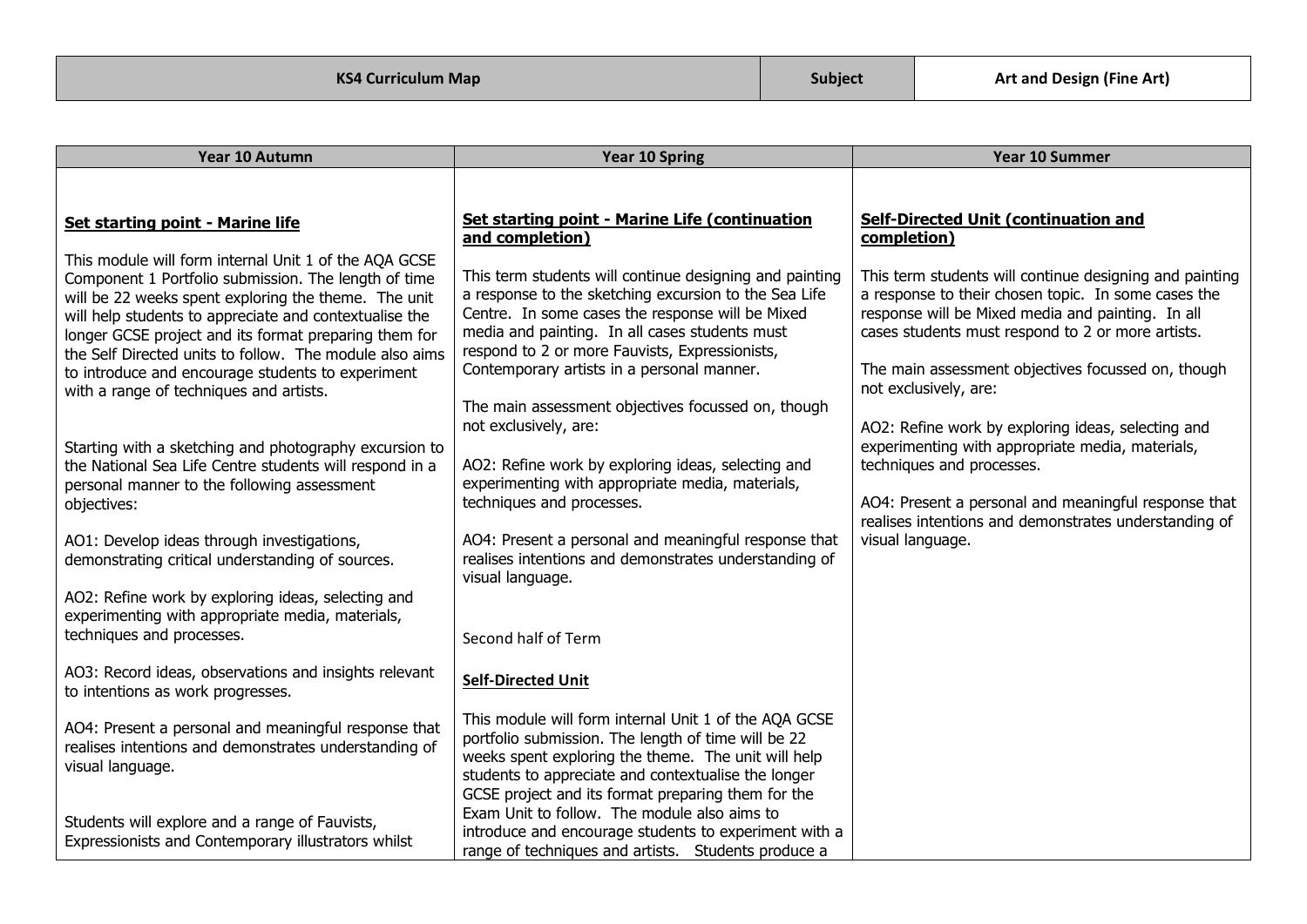| KS4 Curriculum Map | Subject | Art and Design (Fine Art) |
|---|---|---|

| Year 10 Autumn | Year 10 Spring | Year 10 Summer |
|---|---|---|
| **Set starting point - Marine life**<br><br>This module will form internal Unit 1 of the AQA GCSE Component 1 Portfolio submission. The length of time will be 22 weeks spent exploring the theme. The unit will help students to appreciate and contextualise the longer GCSE project and its format preparing them for the Self Directed units to follow. The module also aims to introduce and encourage students to experiment with a range of techniques and artists.<br><br>Starting with a sketching and photography excursion to the National Sea Life Centre students will respond in a personal manner to the following assessment objectives:<br><br>AO1: Develop ideas through investigations, demonstrating critical understanding of sources.<br><br>AO2: Refine work by exploring ideas, selecting and experimenting with appropriate media, materials, techniques and processes.<br><br>AO3: Record ideas, observations and insights relevant to intentions as work progresses.<br><br>AO4: Present a personal and meaningful response that realises intentions and demonstrates understanding of visual language.<br><br>Students will explore and a range of Fauvists, Expressionists and Contemporary illustrators whilst | **Set starting point - Marine Life (continuation and completion)**<br><br>This term students will continue designing and painting a response to the sketching excursion to the Sea Life Centre. In some cases the response will be Mixed media and painting. In all cases students must respond to 2 or more Fauvists, Expressionists, Contemporary artists in a personal manner.<br><br>The main assessment objectives focussed on, though not exclusively, are:<br><br>AO2: Refine work by exploring ideas, selecting and experimenting with appropriate media, materials, techniques and processes.<br><br>AO4: Present a personal and meaningful response that realises intentions and demonstrates understanding of visual language.<br><br>Second half of Term<br><br>**Self-Directed Unit**<br><br>This module will form internal Unit 1 of the AQA GCSE portfolio submission. The length of time will be 22 weeks spent exploring the theme. The unit will help students to appreciate and contextualise the longer GCSE project and its format preparing them for the Exam Unit to follow. The module also aims to introduce and encourage students to experiment with a range of techniques and artists. Students produce a | **Self-Directed Unit (continuation and completion)**<br><br>This term students will continue designing and painting a response to their chosen topic. In some cases the response will be Mixed media and painting. In all cases students must respond to 2 or more artists.<br><br>The main assessment objectives focussed on, though not exclusively, are:<br><br>AO2: Refine work by exploring ideas, selecting and experimenting with appropriate media, materials, techniques and processes.<br><br>AO4: Present a personal and meaningful response that realises intentions and demonstrates understanding of visual language. |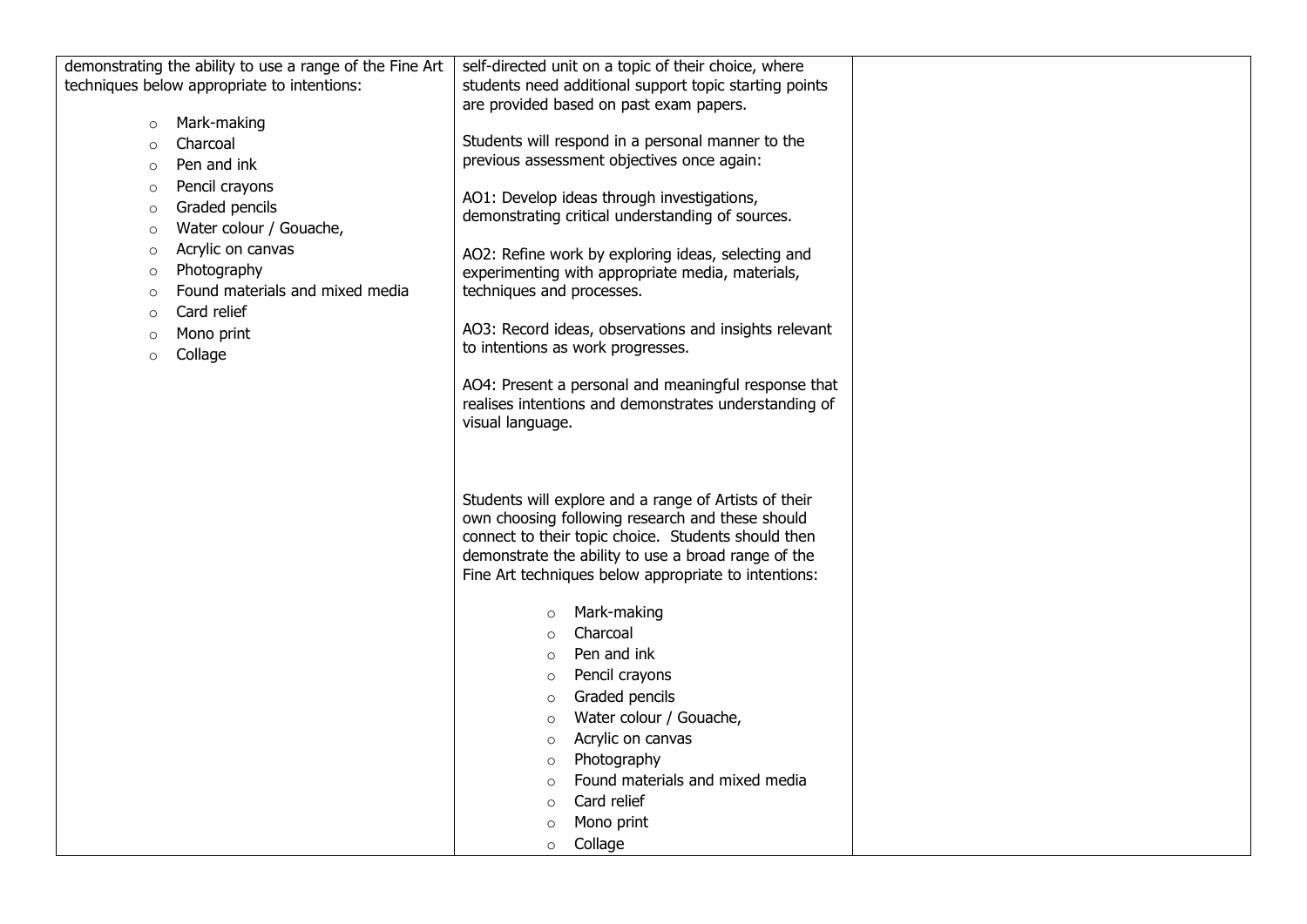| | | |
|---|---|---|
| demonstrating the ability to use a range of the Fine Art techniques below appropriate to intentions:<br><br>◦ Mark-making<br>◦ Charcoal<br>◦ Pen and ink<br>◦ Pencil crayons<br>◦ Graded pencils<br>◦ Water colour / Gouache,<br>◦ Acrylic on canvas<br>◦ Photography<br>◦ Found materials and mixed media<br>◦ Card relief<br>◦ Mono print<br>◦ Collage | self-directed unit on a topic of their choice, where students need additional support topic starting points are provided based on past exam papers.<br><br>Students will respond in a personal manner to the previous assessment objectives once again:<br><br>AO1: Develop ideas through investigations, demonstrating critical understanding of sources.<br><br>AO2: Refine work by exploring ideas, selecting and experimenting with appropriate media, materials, techniques and processes.<br><br>AO3: Record ideas, observations and insights relevant to intentions as work progresses.<br><br>AO4: Present a personal and meaningful response that realises intentions and demonstrates understanding of visual language.<br><br>Students will explore and a range of Artists of their own choosing following research and these should connect to their topic choice. Students should then demonstrate the ability to use a broad range of the Fine Art techniques below appropriate to intentions:<br><br>◦ Mark-making<br>◦ Charcoal<br>◦ Pen and ink<br>◦ Pencil crayons<br>◦ Graded pencils<br>◦ Water colour / Gouache,<br>◦ Acrylic on canvas<br>◦ Photography<br>◦ Found materials and mixed media<br>◦ Card relief<br>◦ Mono print<br>◦ Collage | |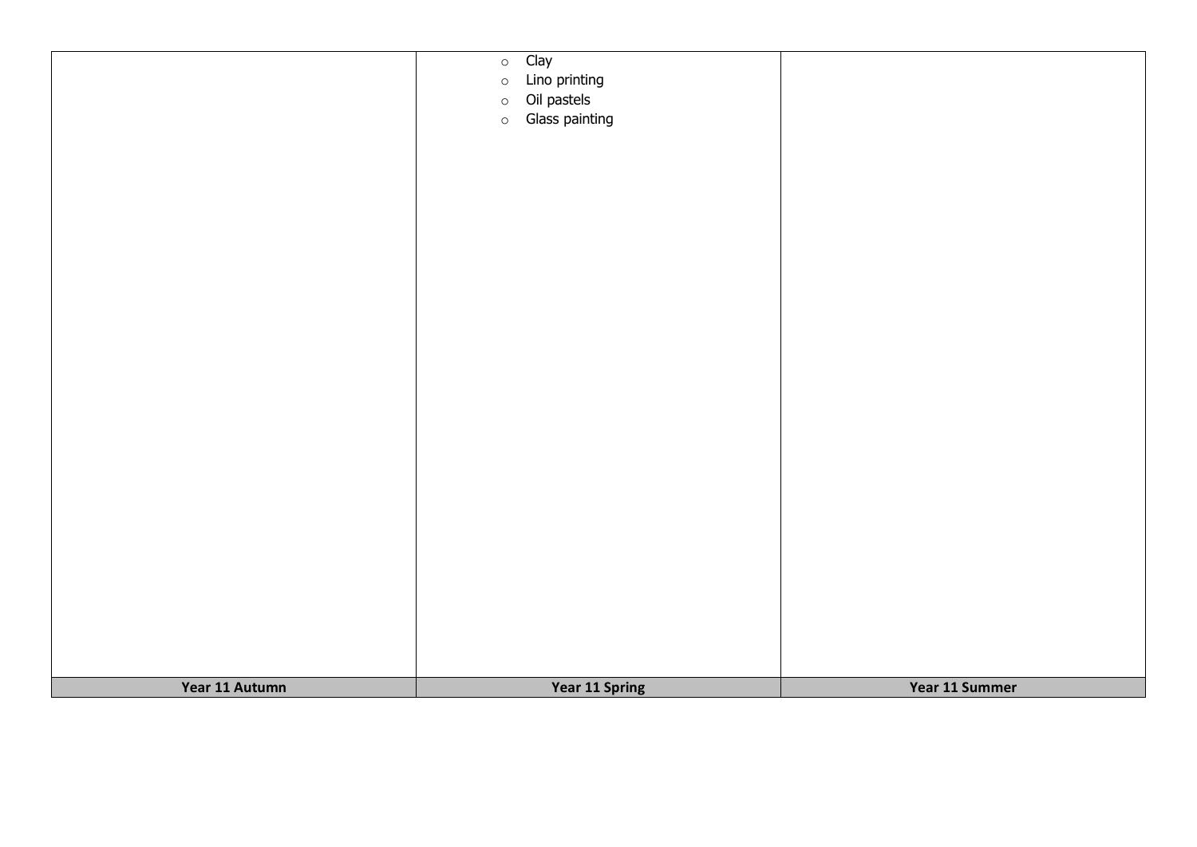|  | <ul><li>Clay</li><li>Lino printing</li><li>Oil pastels</li><li>Glass painting</li></ul> |  |
| --- | --- | --- |
| **Year 11 Autumn** | **Year 11 Spring** | **Year 11 Summer** |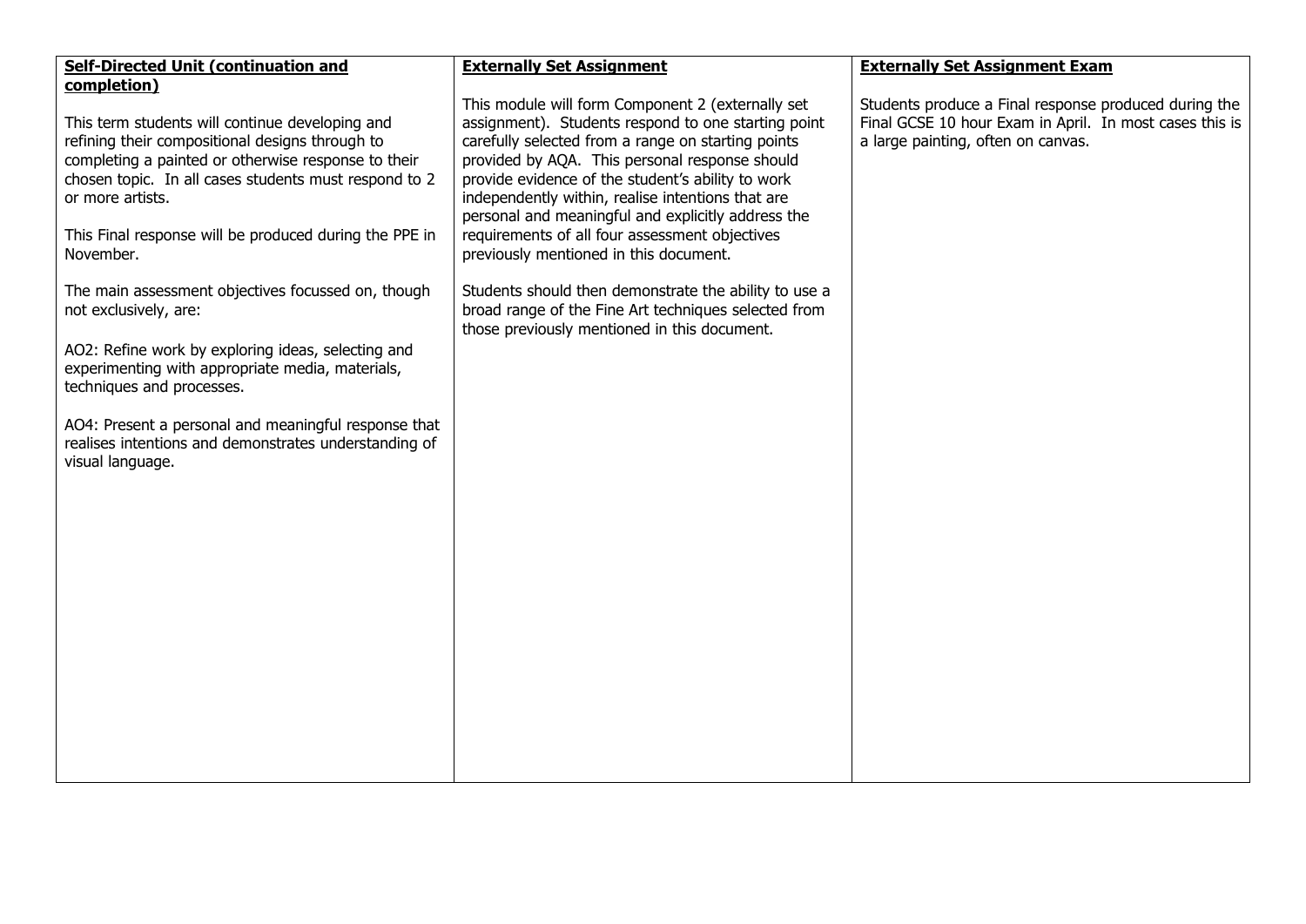| | | |
|---|---|---|
| **Self-Directed Unit (continuation and completion)**<br><br>This term students will continue developing and refining their compositional designs through to completing a painted or otherwise response to their chosen topic. In all cases students must respond to 2 or more artists.<br><br>This Final response will be produced during the PPE in November.<br><br>The main assessment objectives focussed on, though not exclusively, are:<br><br>AO2: Refine work by exploring ideas, selecting and experimenting with appropriate media, materials, techniques and processes.<br><br>AO4: Present a personal and meaningful response that realises intentions and demonstrates understanding of visual language. | **Externally Set Assignment**<br><br>This module will form Component 2 (externally set assignment). Students respond to one starting point carefully selected from a range on starting points provided by AQA. This personal response should provide evidence of the student's ability to work independently within, realise intentions that are personal and meaningful and explicitly address the requirements of all four assessment objectives previously mentioned in this document.<br><br>Students should then demonstrate the ability to use a broad range of the Fine Art techniques selected from those previously mentioned in this document. | **Externally Set Assignment Exam**<br><br>Students produce a Final response produced during the Final GCSE 10 hour Exam in April. In most cases this is a large painting, often on canvas. |